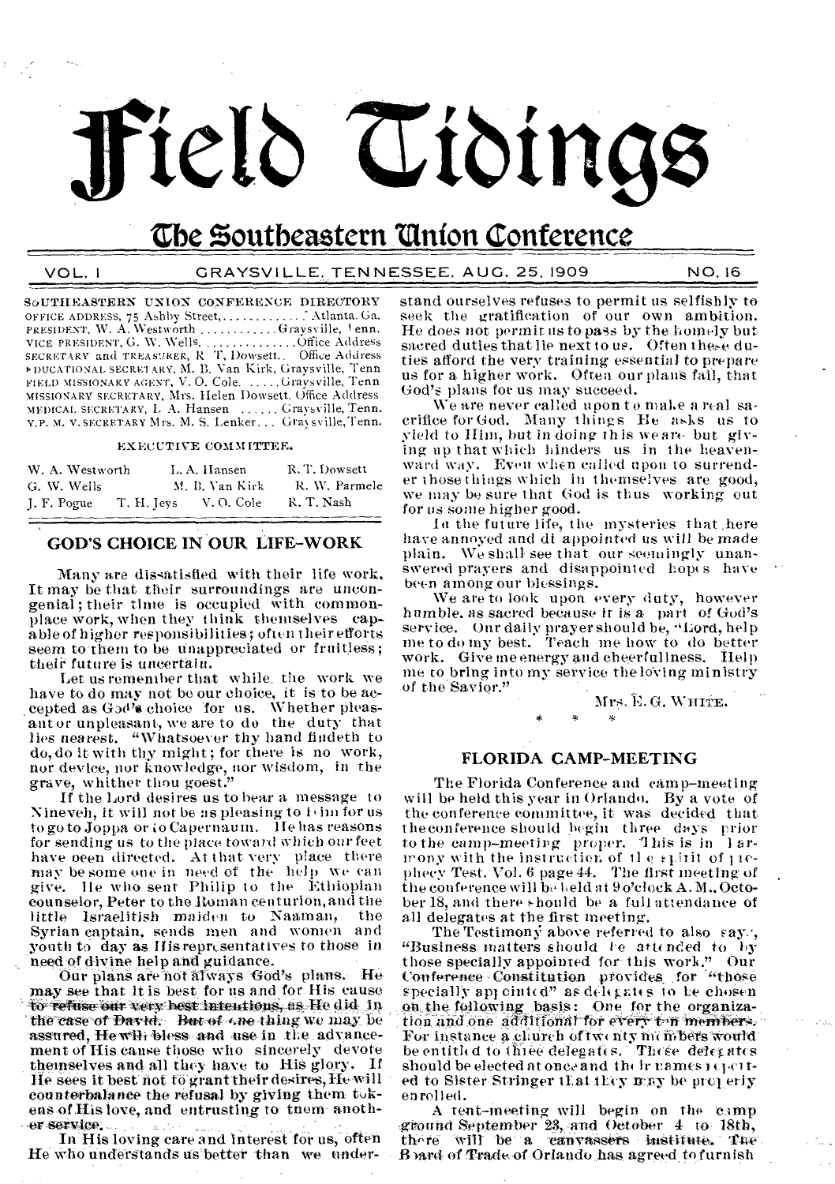# Field Tidings

## The Southeastern Union Conference

VOL. I GRAYSVILLE, TENNESSEE, AUG. 25, 1909 NO. 16

SOUTHEASTERN UNION CONFERENCE DIRECTORY

OFFICE ADDRESS, 75 Ashby Street, . . . . . . . . . . . . Atlanta, Ga.
PRESIDENT, W. A. Westworth . . . . . . . . . . . . Graysville, Tenn.
VICE PRESIDENT, G. W. Wells, . . . . . . . . . . . . . . Office Address
SECRETARY and TREASURER, R. T. Dowsett. . Office Address
EDUCATIONAL SECRETARY, M. B. Van Kirk, Graysville, Tenn
FIELD MISSIONARY AGENT, V. O. Cole. . . . . . Graysville, Tenn
MISSIONARY SECRETARY, Mrs. Helen Dowsett. Office Address
MEDICAL SECRETARY, L. A. Hansen . . . . . . Graysville, Tenn.
Y. P. M. V. SECRETARY Mrs. M. S. Lenker. . . Graysville, Tenn.

EXECUTIVE COMMITTEE.

| | | |
|---|---|---|
| W. A. Westworth | L. A. Hansen | R. T. Dowsett |
| G. W. Wells | M. B. Van Kirk | R. W. Parmele |
| J. F. Pogue | T. H. Jeys V. O. Cole | R. T. Nash |

## GOD'S CHOICE IN OUR LIFE-WORK

Many are dissatisfied with their life work. It may be that their surroundings are uncongenial; their time is occupied with common-place work, when they think themselves capable of higher responsibilities; often their efforts seem to them to be unappreciated or fruitless; their future is uncertain.

Let us remember that while the work we have to do may not be our choice, it is to be accepted as God's choice for us. Whether pleasant or unpleasant, we are to do the duty that lies nearest. "Whatsoever thy hand findeth to do, do it with thy might; for there is no work, nor device, nor knowledge, nor wisdom, in the grave, whither thou goest."

If the Lord desires us to bear a message to Nineveh, it will not be as pleasing to him for us to go to Joppa or to Capernaum. He has reasons for sending us to the place toward which our feet have been directed. At that very place there may be some one in need of the help we can give. He who sent Philip to the Ethiopian counselor, Peter to the Roman centurion, and the little Israelitish maiden to Naaman, the Syrian captain, sends men and women and youth to day as His representatives to those in need of divine help and guidance.

Our plans are not always God's plans. He may see that it is best for us and for His cause to refuse our very best intentions, as He did in the case of David. But of one thing we may be assured, He will bless and use in the advancement of His cause those who sincerely devote themselves and all they have to His glory. If He sees it best not to grant their desires, He will counterbalance the refusal by giving them tokens of His love, and entrusting to them another service.

In His loving care and interest for us, often He who understands us better than we understand ourselves refuses to permit us selfishly to seek the gratification of our own ambition. He does not permit us to pass by the homely but sacred duties that lie next to us. Often these duties afford the very training essential to prepare us for a higher work. Often our plans fail, that God's plans for us may succeed.

We are never called upon to make a real sacrifice for God. Many things He asks us to yield to Him, but in doing this we are but giving up that which hinders us in the heavenward way. Even when called upon to surrender those things which in themselves are good, we may be sure that God is thus working out for us some higher good.

In the future life, the mysteries that here have annoyed and di appointed us will be made plain. We shall see that our seemingly unanswered prayers and disappointed hopes have been among our blessings.

We are to look upon every duty, however humble, as sacred because it is a part of God's service. Our daily prayer should be, "Lord, help me to do my best. Teach me how to do better work. Give me energy and cheerfullness. Help me to bring into my service the loving ministry of the Savior."

Mrs. E. G. White.

\* \* \*

## FLORIDA CAMP-MEETING

The Florida Conference and camp-meeting will be held this year in Orlando. By a vote of the conference committee, it was decided that the conference should begin three days prior to the camp-meeting proper. This is in harmony with the instruction of the spirit of prophecy Test. Vol. 6 page 44. The first meeting of the conference will be held at 9 o'clock A. M., October 18, and there should be a full attendance of all delegates at the first meeting.

The Testimony above referred to also says, "Business matters should be attended to by those specially appointed for this work." Our Conference Constitution provides for "those specially appointed" as delegates to be chosen on the following basis: One for the organization and one additional for every ten members. For instance a church of twenty members would be entitled to three delegates. These delegates should be elected at once and their names reported to Sister Stringer that they may be properly enrolled.

A tent-meeting will begin on the camp ground September 23, and October 4 to 18th, there will be a canvassers institute. The Board of Trade of Orlando has agreed to furnish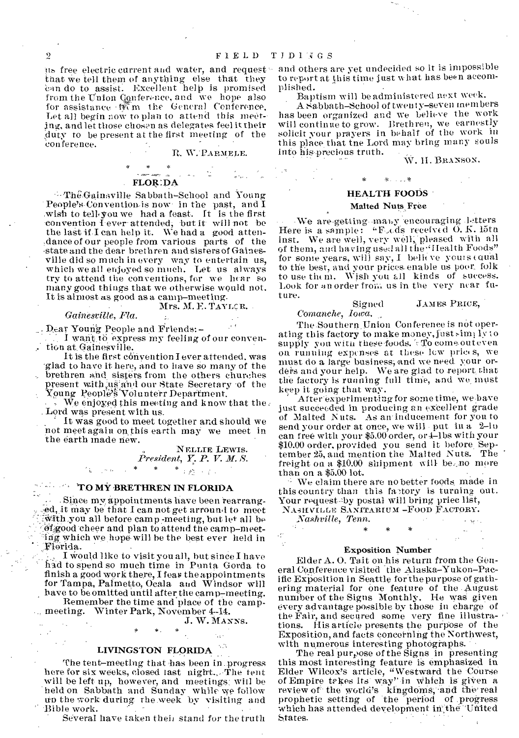us free electric current and water, and request that we tell them of anything else that they can do to assist. Excellent help is promised from the Union Conference, and we hope also for assistance from the General Conference. Let all begin now to plan to attend this meeting, and let those chosen as delegates feel it their duty to be present at the first meeting of the conference.

R. W. PARMELE.

\* \* \*

## FLORIDA

The Gainsville Sabbath-School and Young People's Convention is now in the past, and I wish to tell you we had a feast. It is the first convention I ever attended, but it will not be the last if I can help it. We had a good attendance of our people from various parts of the state and the dear brethren and sisters of Gainesville did so much in every way to entertain us, which we all enjoyed so much. Let us always try to attend the conventions, for we hear so many good things that we otherwise would not. It is almost as good as a camp-meeting.

Mrs. M. F. TAYLOR.

*Gainesville, Fla.*

Dear Young People and Friends:-

I want to express my feeling of our convention at Gainesville.

It is the first convention I ever attended, was glad to have it here, and to have so many of the brethren and sisters from the others churches present with us and our State Secretary of the Young People's Volunterr Department.

We enjoyed this meeting and know that the Lord was present with us.

It was good to meet together and should we not meet again on this earth may we meet in the earth made new.

NELLIE LEWIS.
*President, Y. P. V. M. S.*

\* \* \*

## TO MY BRETHREN IN FLORIDA

Since my appointments have been rearranged, it may be that I can not get arround to meet with you all before camp-meeting, but let all be of good cheer and plan to attend the camp-meeting which we hope will be the best ever held in Florida.

I would like to visit you all, but since I have had to spend so much time in Punta Gorda to finish a good work there, I fear the appointments for Tampa, Palmetto, Ocala and Windsor will have to be omitted until after the camp-meeting.

Remember the time and place of the camp-meeting. Winter Park, November 4-14.

J. W. MANNS.

\* \* \*

## LIVINGSTON FLORIDA

The tent-meeting that has been in progress here for six weeks, closed last night. The tent will be left up, however, and meetings will be held on Sabbath and Sunday while we follow up the work during the week by visiting and Bible work.

Several have taken their stand for the truth and others are yet undecided so it is impossible to report at this time just what has been accomplished.

Baptism will be administered next week.

A Sabbath-School of twenty-seven members has been organized and we believe the work will continue to grow. Brethren, we earnestly solicit your prayers in behalf of the work in this place that the Lord may bring many souls into his precious truth.

W. H. BRANSON.

\* \* \*

## HEALTH FOODS

### Malted Nuts Free

We are getting many encouraging letters Here is a sample: "Foods received O. K. 15th inst. We are well, very well, pleased with all of them, and having used all the "Health Foods" for some years, will say, I believe yours equal to the best, and your prices enable us poor folk to use them. Wish you all kinds of success. Look for an order from us in the very near future.

Signed JAMES PRICE,
*Comanche, Iowa.*

The Southern Union Conference is not operating this factory to make money, just simply to supply you with these foods. To come out even on running expenses at these low prices, we must do a large business, and we need your orders and your help. We are glad to report that the factory is running full time, and we must keep it going that way.

After experimenting for some time, we have just succeeded in producing an excellent grade of Malted Nuts. As an inducement for you to send your order at once, we will put in a 2-lb can free with your \$5.00 order, or 4-lbs with your \$10.00 order, provided you send it before September 25, and mention the Malted Nuts. The freight on a \$10.00 shipment will be no more than on a \$5.00 lot.

We claim there are no better foods made in this country than this factory is turning out. Your request by postal will bring price list,

NASHVILLE SANITARIUM-FOOD FACTORY.
*Nashville, Tenn.*

\* \* \*

### Exposition Number

Elder A. O. Tait on his return from the General Conference visited the Alaska-Yukon-Pacific Exposition in Seattle for the purpose of gathering material for one feature of the August number of the Signs Monthly. He was given every advantage possible by those in charge of the Fair, and secured some very fine illustrations. His article presents the purpose of the Exposition, and facts concerning the Northwest, with numerous interesting photographs.

The real purpose of the Signs in presenting this most interesting feature is emphasized in Elder Wilcox's article, "Westward the Course of Empire takes its way" in which is given a review of the world's kingdoms, and the real prophetic setting of the period of progress which has attended development in the United States.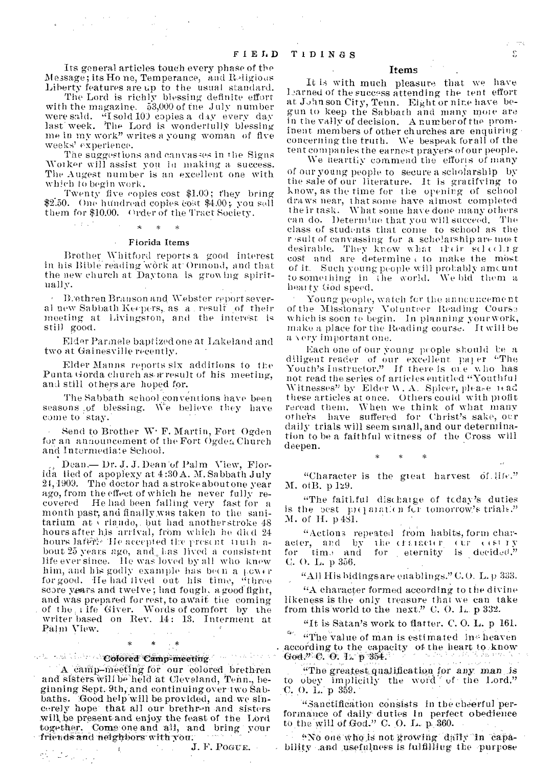Its general articles touch every phase of the Message; its Home, Temperance, and Religious Liberty features are up to the usual standard.

The Lord is richly blessing definite effort with the magazine. 53,000 of the July number were sold. "I sold 100 copies a day every day last week. The Lord is wonderfully blessing me in my work" writes a young woman of five weeks' experience.

The suggestions and canvasses in the Signs Worker will assist you in making a success. The Augest number is an excellent one with which to begin work.

Twenty five copies cost $1.00; they bring $2.50. One hundread copies cost $4.00; you sell them for $10.00. Order of the Tract Society.

\* \* \*

### Florida Items

Brother Whitford reports a good interest in his Bible reading work at Ormond, and that the new church at Daytona is growing spiritually.

Brethren Branson and Webster report several new Sabbath Keepers, as a result of their meeting at Livingston, and the interest is still good.

Elder Parmele baptized one at Lakeland and two at Gainesville recently.

Elder Manns reports six additions to the Punta Gorda church as a result of his meeting, and still others are hoped for.

The Sabbath school conventions have been seasons of blessing. We believe they have come to stay.

Send to Brother W. F. Martin, Fort Ogden for an announcement of the Fort Ogden Church and Intermediate School.

Dean.— Dr. J. J. Dean of Palm View, Florida died of apoplexy at 4:30 A. M. Sabbath July 24, 1909. The doctor had a stroke about one year ago, from the effect of which he never fully recovered. He had been failing very fast for a month past, and finally was taken to the sanitarium at Orlando, but had another stroke 48 hours after his arrival, from which he died 24 hours later. He accepted the present truth about 25 years ago, and has lived a consistent life ever since. He was loved by all who knew him, and his godly example has been a power for good. He had lived out his time, "three score years and twelve; had fought a good fight, and was prepared for rest, to await the coming of the Life Giver. Words of comfort by the writer based on Rev. 14: 13. Interment at Palm View.

\* \* \*

### Colored Camp-meeting

A camp-meeting for our colored brethren and sisters will be held at Cleveland, Tenn., beginning Sept. 9th, and continuing over two Sabbaths. Good help will be provided, and we sincerely hope that all our brethren and sisters will be present and enjoy the feast of the Lord together. Come one and all, and bring your friends and neighbors with you.

J. F. Pogue.

### Items

It is with much pleasure that we have learned of the success attending the tent effort at Johnson City, Tenn. Eight or nine have begun to keep the Sabbath and many more are in the vally of decision. A number of the prominent members of other churches are enquiring concerning the truth. We bespeak for all of the tent companies the earnest prayers of our people.

We heartily commend the efforts of many of our young people to secure a scholarship by the sale of our literature. It is gratifying to know, as the time for the opening of school draws near, that some have almost completed their task. What some have done many others can do. Determine that you will succeed. The class of students that come to school as the result of canvassing for a scholarship are most desirable. They know what their schooling cost and are determined to make the most of it. Such young people will probably amount to something in the world. We bid them a hearty God speed.

Young people, watch for the announcement of the Missionary Volunteer Reading Course which is soon to begin. In planning your work, make a place for the Reading course. It will be a very important one.

Each one of our young people should be a diligent reader of our excellent paper "The Youth's Instructor." If there is one who has not read the series of articles entitled "Youthful Witnesses" by Elder W. A. Spicer, please read these articles at once. Others could with profit reread them. When we think of what many others have suffered for Christ's sake, our daily trials will seem small, and our determination to be a faithful witness of the Cross will deepen.

\* \* \*

"Character is the great harvest of life." M. of B. p 129.

"The faithful discharge of today's duties is the best preparation for tomorrow's trials." M. of H. p 481.

"Actions repeated from habits, form character, and by the character our destiny for time and for eternity is decided." C. O. L. p 356.

"All His bidings are enablings." C. O. L. p 333.

"A character formed according to the divine likeness is the only treasure that we can take from this world to the next." C. O. L. p 332.

"It is Satan's work to flatter. C. O. L. p 161.

"The value of man is estimated in heaven according to the capacity of the heart to know God." C. O. L. p 354.

"The greatest qualification for any man is to obey implicitly the word of the Lord." C. O. L. p 359.

"Sanctification consists in the cheerful performance of daily duties in perfect obedience to the will of God." C. O. L. p. 360.

"No one who is not growing daily in capability and usefulness is fulfilling the purpose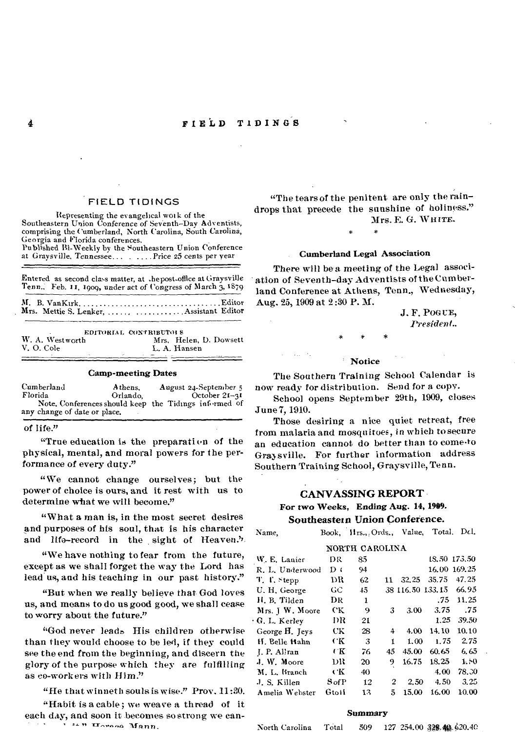## FIELD TIDINGS

Representing the evangelical work of the Southeastern Union Conference of Seventh-Day Adventists, comprising the Cumberland, North Carolina, South Carolina, Georgia and Florida conferences.
Published Bi-Weekly by the Southeastern Union Conference at Graysville, Tennessee. . . . . . . Price 25 cents per year

Entered as second class matter, at the post-office at Graysville Tenn., Feb. 11, 1909, under act of Congress of March 3, 1879

M. B. VanKirk, . . . . . . . . . . . . . . . . . . . . . . . . . . . . . . . . Editor
Mrs. Mettie S. Lenker, . . . . . . . . . . . . . . . . . Assistant Editor

EDITORIAL CONTRIBUTORS

W. A. Westworth — Mrs. Helen, D. Dowsett
V. O. Cole — L. A. Hansen

### Camp-meeting Dates

| | | |
|---|---|---|
| Cumberland | Athens, | August 24-September 5 |
| Florida | Orlando, | October 21-31 |

Note. Conferences should keep the Tidings informed of any change of date or place.

of life."

"True education is the preparation of the physical, mental, and moral powers for the performance of every duty."

"We cannot change ourselves; but the power of choice is ours, and it rest with us to determine what we will become."

"What a man is, in the most secret desires and purposes of his soul, that is his character and life-record in the sight of Heaven."

"We have nothing to fear from the future, except as we shall forget the way the Lord has lead us, and his teaching in our past history."

"But when we really believe that God loves us, and means to do us good good, we shall cease to worry about the future."

"God never leads His children otherwise than they would choose to be led, if they could see the end from the beginning, and discern the glory of the purpose which they are fulfilling as co-workers with Him."

"He that winneth souls is wise." Prov. 11:30.

"Habit is a cable; we weave a thread of it each day, and soon it becomes so strong we can- . . . it." Horace Mann.

"The tears of the penitent are only the rain-drops that precede the sunshine of holiness."
Mrs. E. G. WHITE.

\* \*

### Cumberland Legal Association

There will be a meeting of the Legal association of Seventh-day Adventists of the Cumberland Conference at Athens, Tenn., Wednesday, Aug. 25, 1909 at 2:30 P. M.

J. F. POGUE,
*President.*

\* \* \*

### Notice

The Southern Training School Calendar is now ready for distribution. Send for a copy.

School opens September 29th, 1909, closes June 7, 1910.

Those desiring a nice quiet retreat, free from malaria and mosquitoes, in which to secure an education cannot do better than to come to Graysville. For further information address Southern Training School, Graysville, Tenn.

## CANVASSING REPORT

### For two Weeks, Ending Aug. 14, 1909.

### Southeastern Union Conference.

| Name, | Book, | Hrs., | Ords., | Value, | Total. | Del. |
|---|---|---|---|---|---|---|
| NORTH CAROLINA | | | | | | |
| W. E. Lanier | DR | 85 | | | 18.50 | 173.50 |
| R. L. Underwood | D i | 94 | | | 16.00 | 169.25 |
| T. C. Stepp | DR | 62 | 11 | 32.25 | 35.75 | 47.25 |
| U. H. George | GC | 45 | 38 | 116.50 | 133.15 | 66.95 |
| H. B. Tilden | DR | 1 | | | .75 | 11.25 |
| Mrs. J W. Moore | CK | 9 | 3 | 3.00 | 3.75 | .75 |
| G. L. Kerley | DR | 21 | | | 1.25 | 39.50 |
| George H. Jeys | CK | 28 | 4 | 4.00 | 14.10 | 10.10 |
| H. Belle Hahn | CK | 3 | 1 | 1.00 | 1.75 | 2.75 |
| J. P. Allran | CK | 76 | 45 | 45.00 | 60.65 | 6.65 |
| J. W. Moore | DR | 20 | 9 | 16.75 | 18.25 | 1.50 |
| M. L. Branch | CK | 40 | | | 4.00 | 78.30 |
| J. S. Killen | SofP | 12 | 2 | 2.50 | 4.50 | 3.25 |
| Amelia Webster | Gtoll | 13 | 5 | 15.00 | 16.00 | 10.00 |

### Summary

| | | | | | | |
|---|---|---|---|---|---|---|
| North Carolina | Total | 509 | 127 | 254.00 | 328.40 | 620.40 |